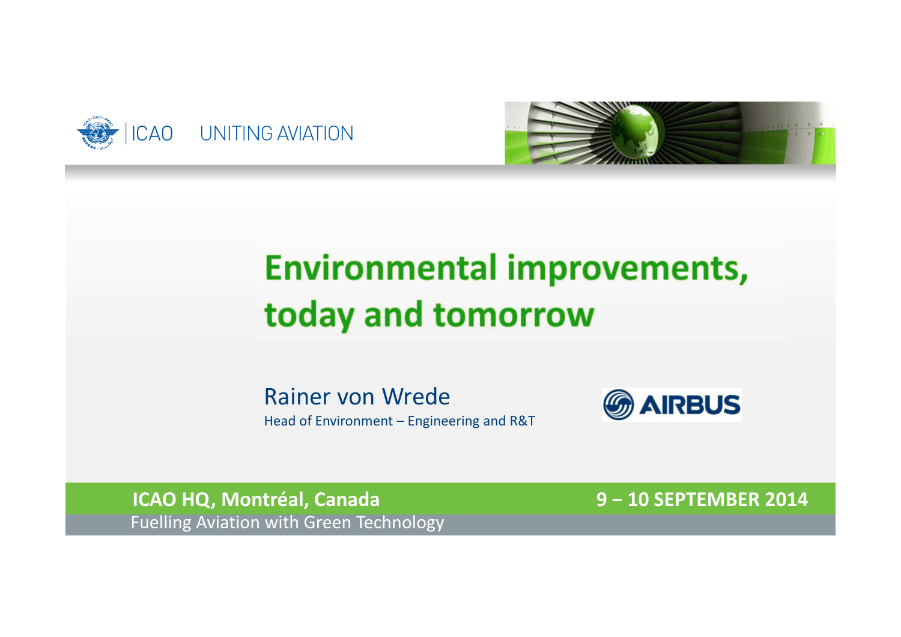ICAO UNITING AVIATION

# Environmental improvements, today and tomorrow

Rainer von Wrede

Head of Environment – Engineering and R&T

AIRBUS

**ICAO HQ, Montréal, Canada** **9 – 10 SEPTEMBER 2014**

Fuelling Aviation with Green Technology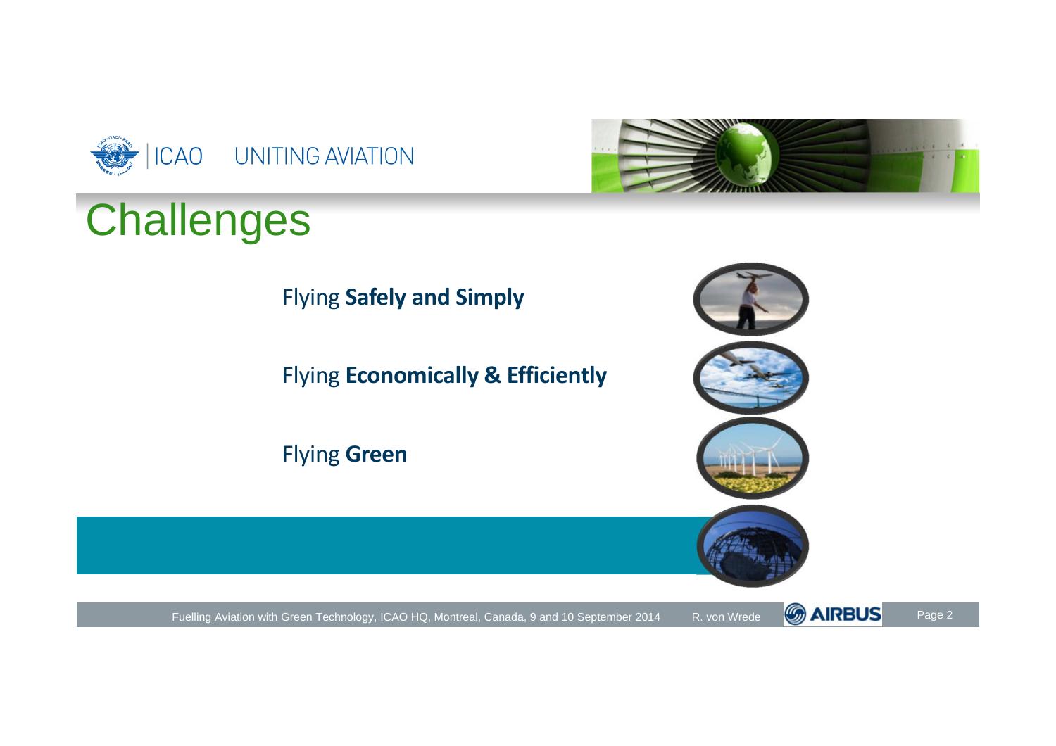# Challenges

Flying **Safely and Simply**

Flying **Economically & Efficiently**

Flying **Green**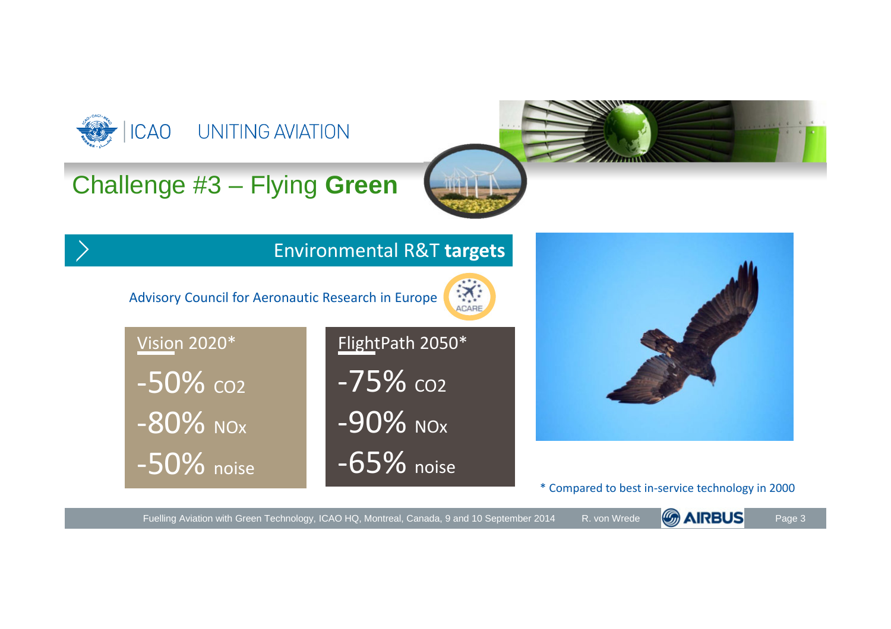# Challenge #3 – Flying **Green**

## Environmental R&T **targets**

Advisory Council for Aeronautic Research in Europe

| Vision 2020* | FlightPath 2050* |
|---|---|
| -50% $CO_2$ | -75% $CO_2$ |
| -80% NOx | -90% NOx |
| -50% noise | -65% noise |

* Compared to best in-service technology in 2000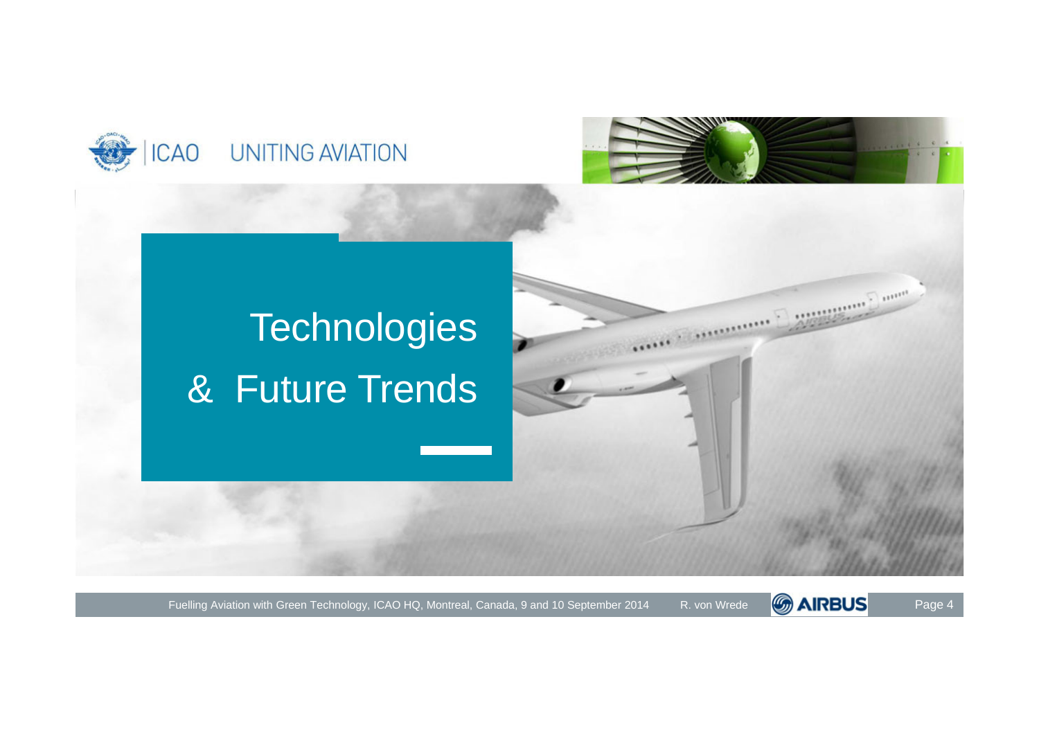# Technologies & Future Trends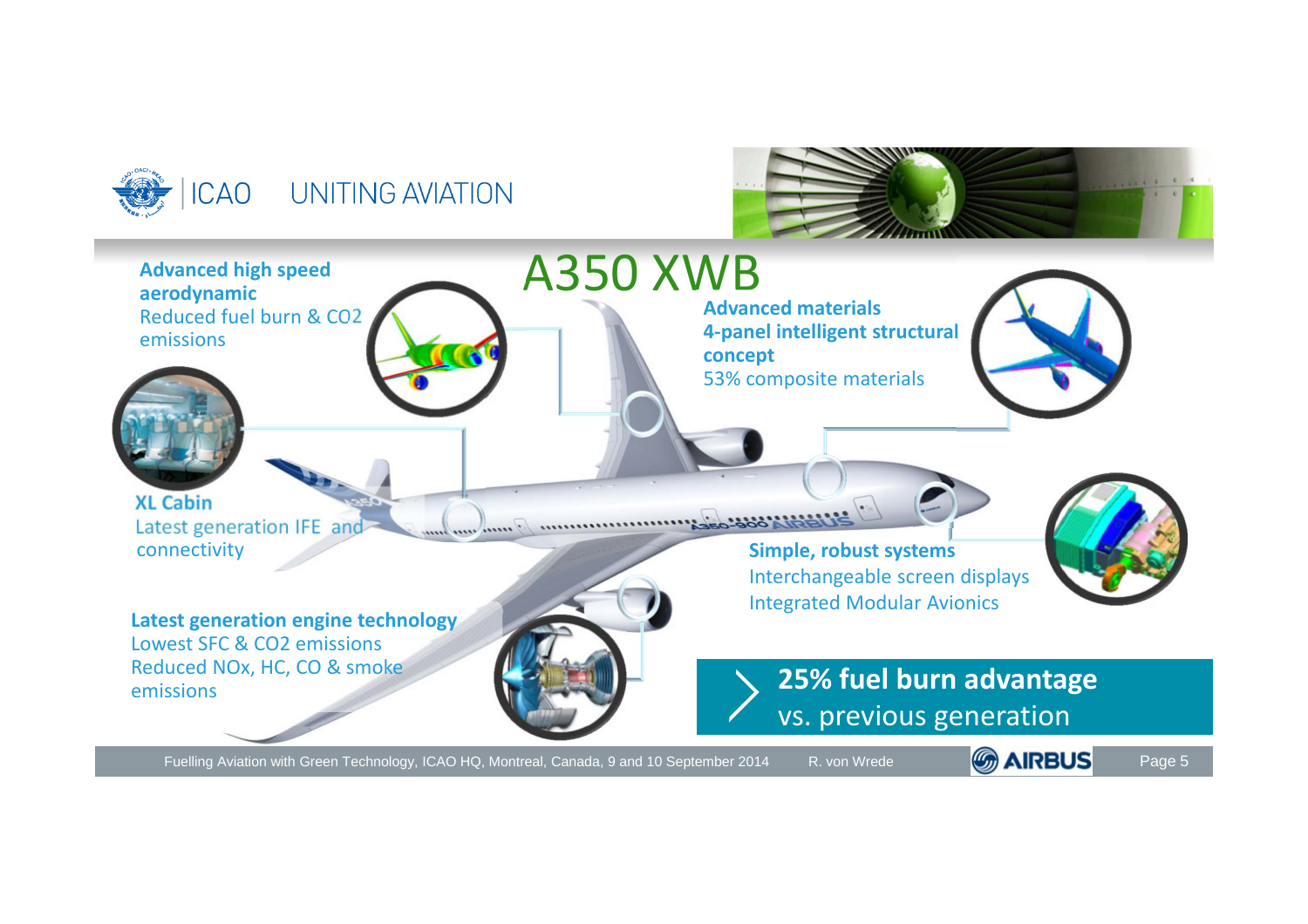# A350 XWB

**Advanced high speed aerodynamic**
Reduced fuel burn & $CO_2$ emissions

**Advanced materials**
**4-panel intelligent structural concept**
53% composite materials

**XL Cabin**
Latest generation IFE and connectivity

**Simple, robust systems**
Interchangeable screen displays
Integrated Modular Avionics

**Latest generation engine technology**
Lowest SFC & $CO_2$ emissions
Reduced $NO_x$, HC, CO & smoke emissions

**25% fuel burn advantage**
vs. previous generation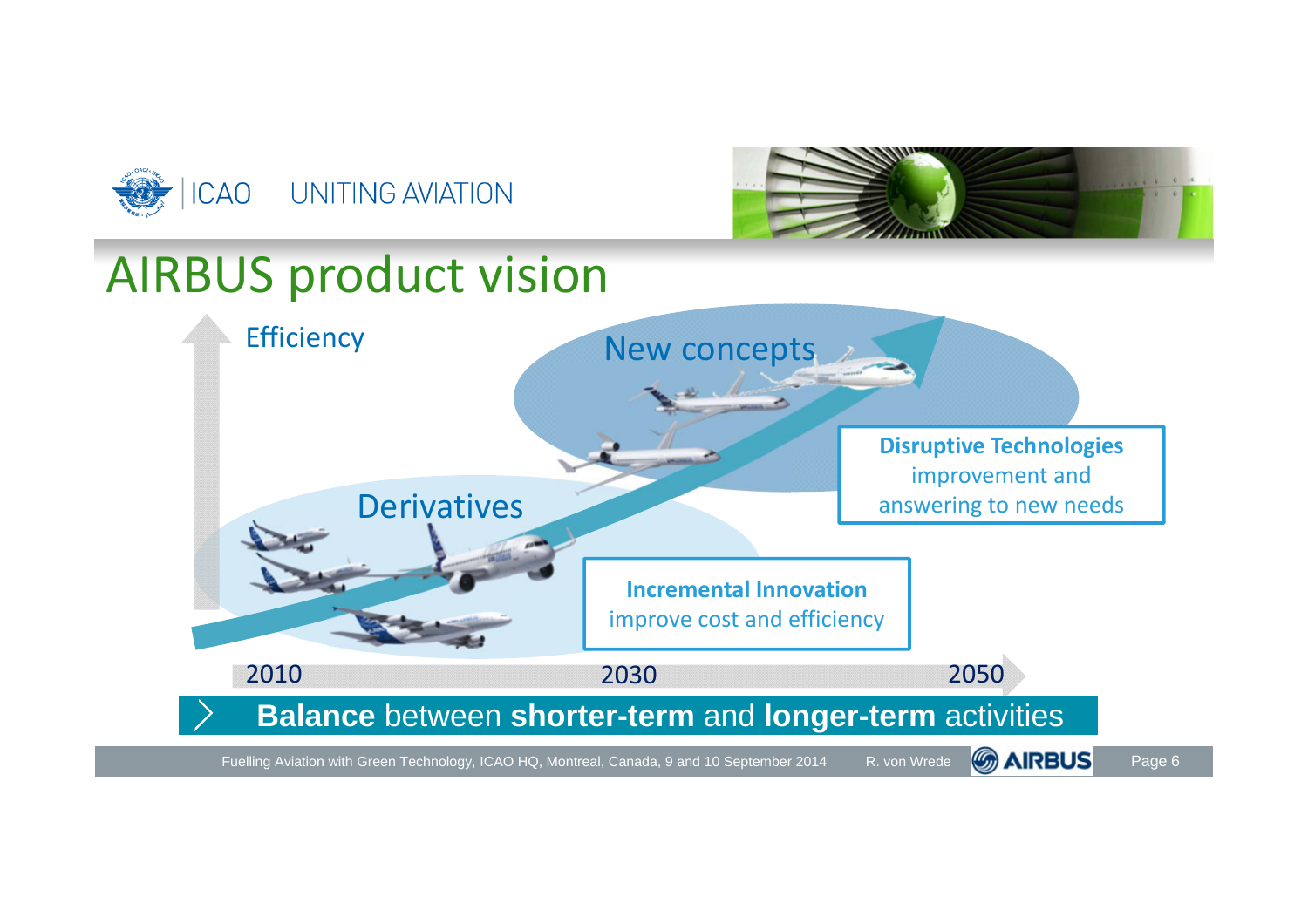# AIRBUS product vision

Efficiency

New concepts

Derivatives

**Disruptive Technologies**
improvement and answering to new needs

**Incremental Innovation**
improve cost and efficiency

2010 2030 2050

**Balance** between **shorter-term** and **longer-term** activities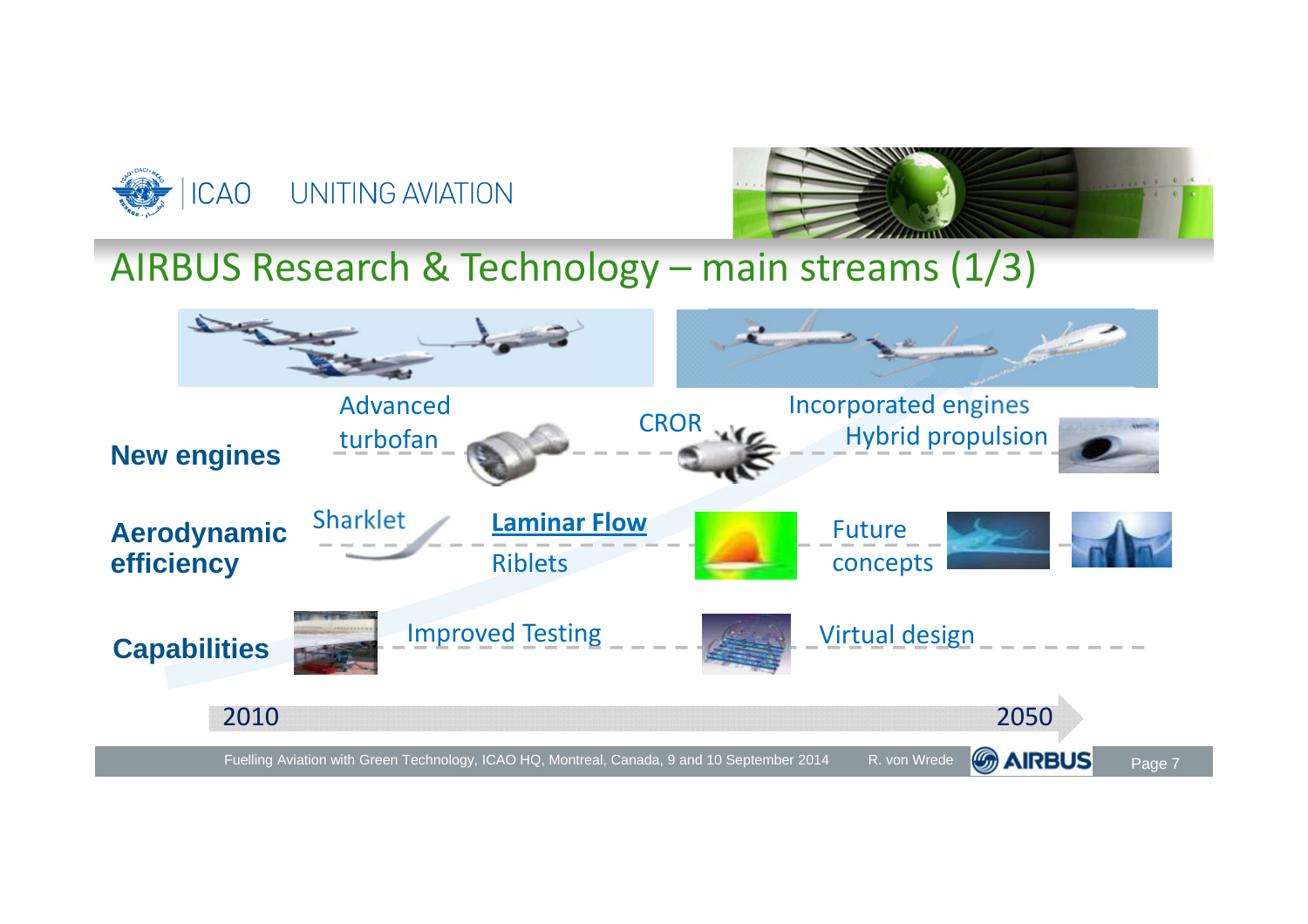# AIRBUS Research & Technology – main streams (1/3)

**New engines**

- Advanced turbofan
- CROR
- Incorporated engines
- Hybrid propulsion

**Aerodynamic efficiency**

- Sharklet
- **Laminar Flow**
- Riblets
- Future concepts

**Capabilities**

- Improved Testing
- Virtual design

2010 → 2050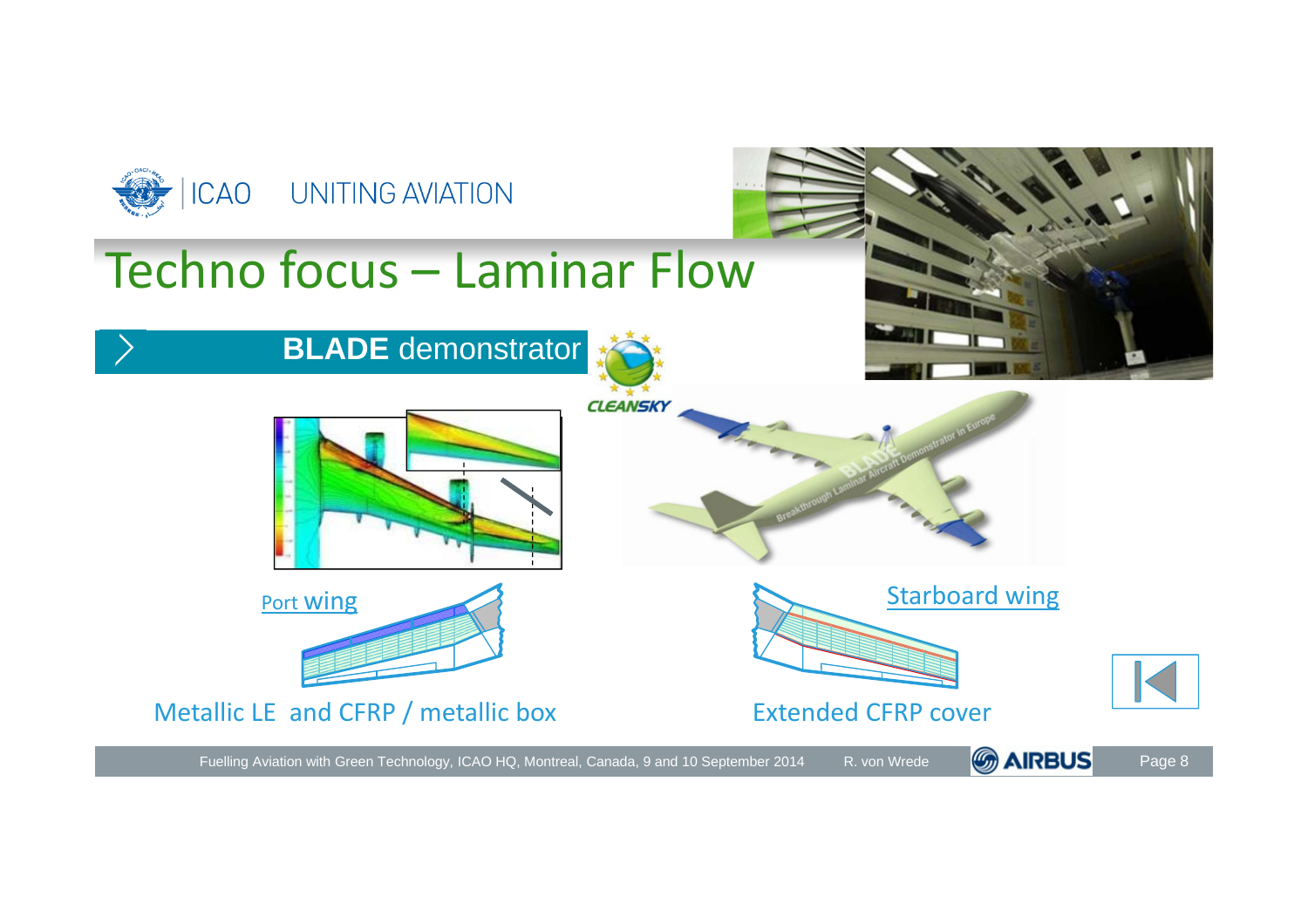# Techno focus – Laminar Flow

## BLADE demonstrator

CLEANSKY

Port wing

Metallic LE and CFRP / metallic box

Starboard wing

Extended CFRP cover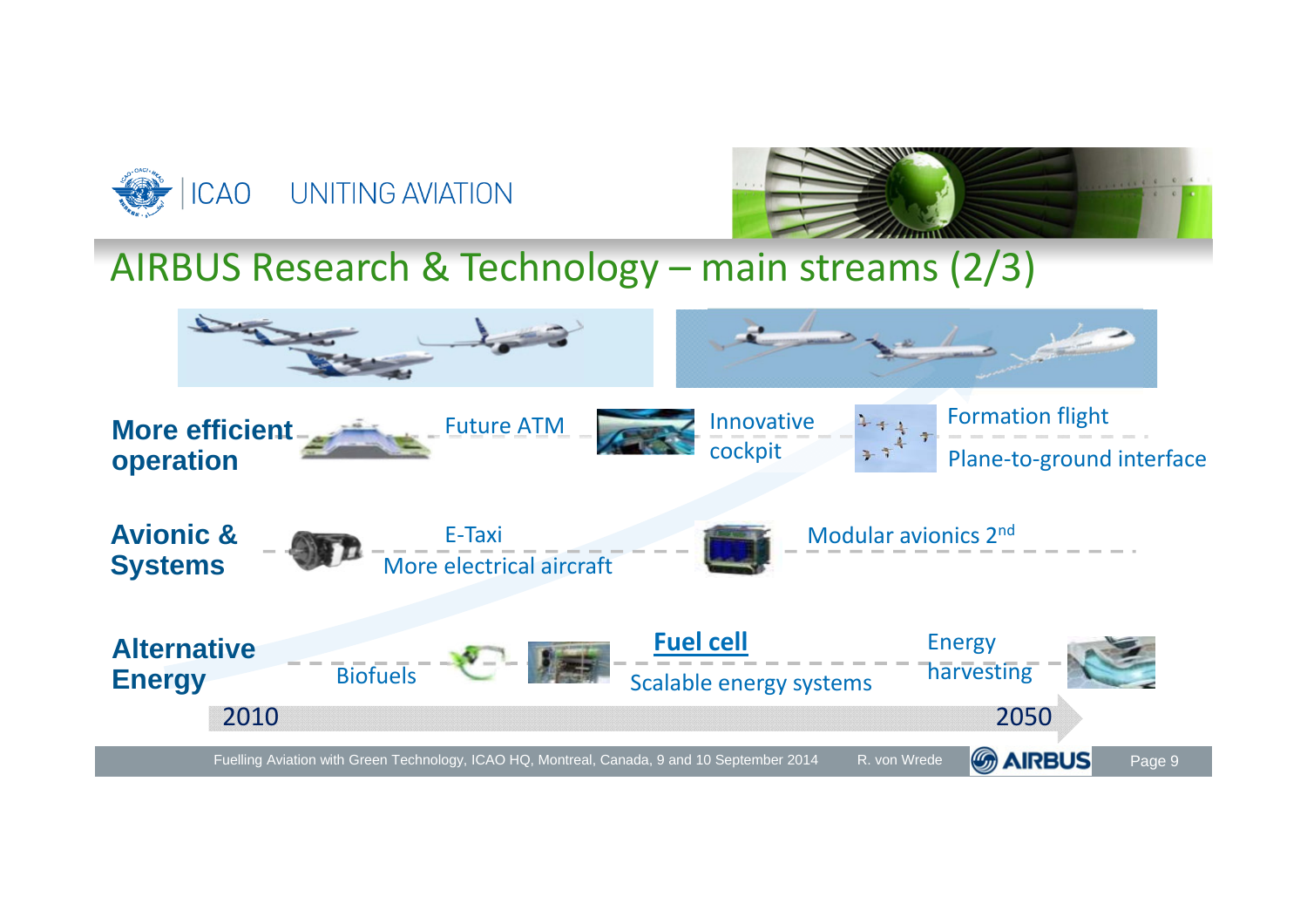# AIRBUS Research & Technology – main streams (2/3)

**More efficient operation**

- Future ATM
- Innovative cockpit
- Formation flight
- Plane-to-ground interface

**Avionic & Systems**

- E-Taxi
- More electrical aircraft
- Modular avionics 2[nd]

**Alternative Energy**

- Biofuels
- **Fuel cell**
- Scalable energy systems
- Energy harvesting

2010 → 2050

Fuelling Aviation with Green Technology, ICAO HQ, Montreal, Canada, 9 and 10 September 2014 — R. von Wrede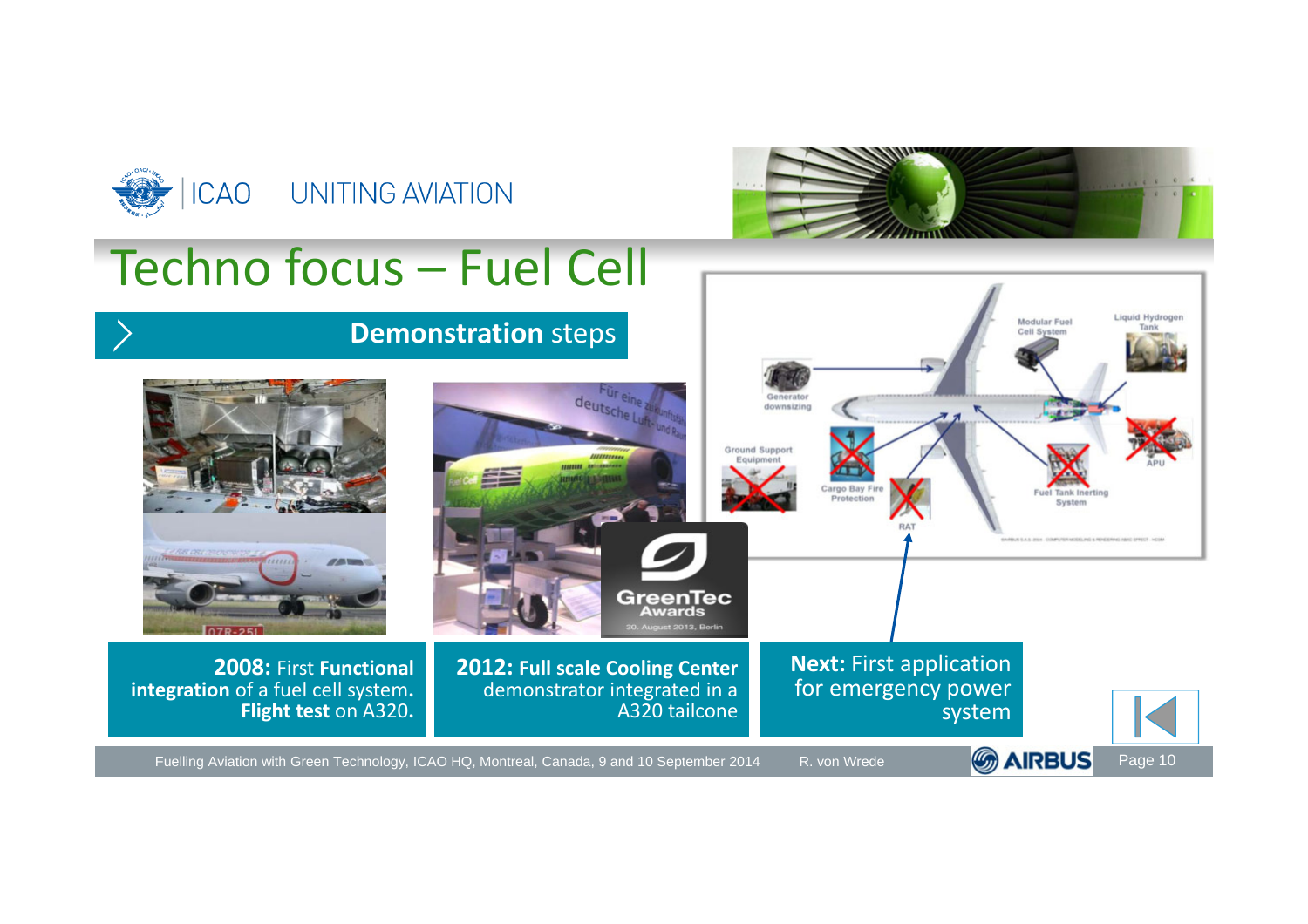# Techno focus – Fuel Cell

## **Demonstration** steps

**2008:** First **Functional integration** of a fuel cell system. **Flight test** on A320.

**2012: Full scale Cooling Center** demonstrator integrated in a A320 tailcone

**Next:** First application for emergency power system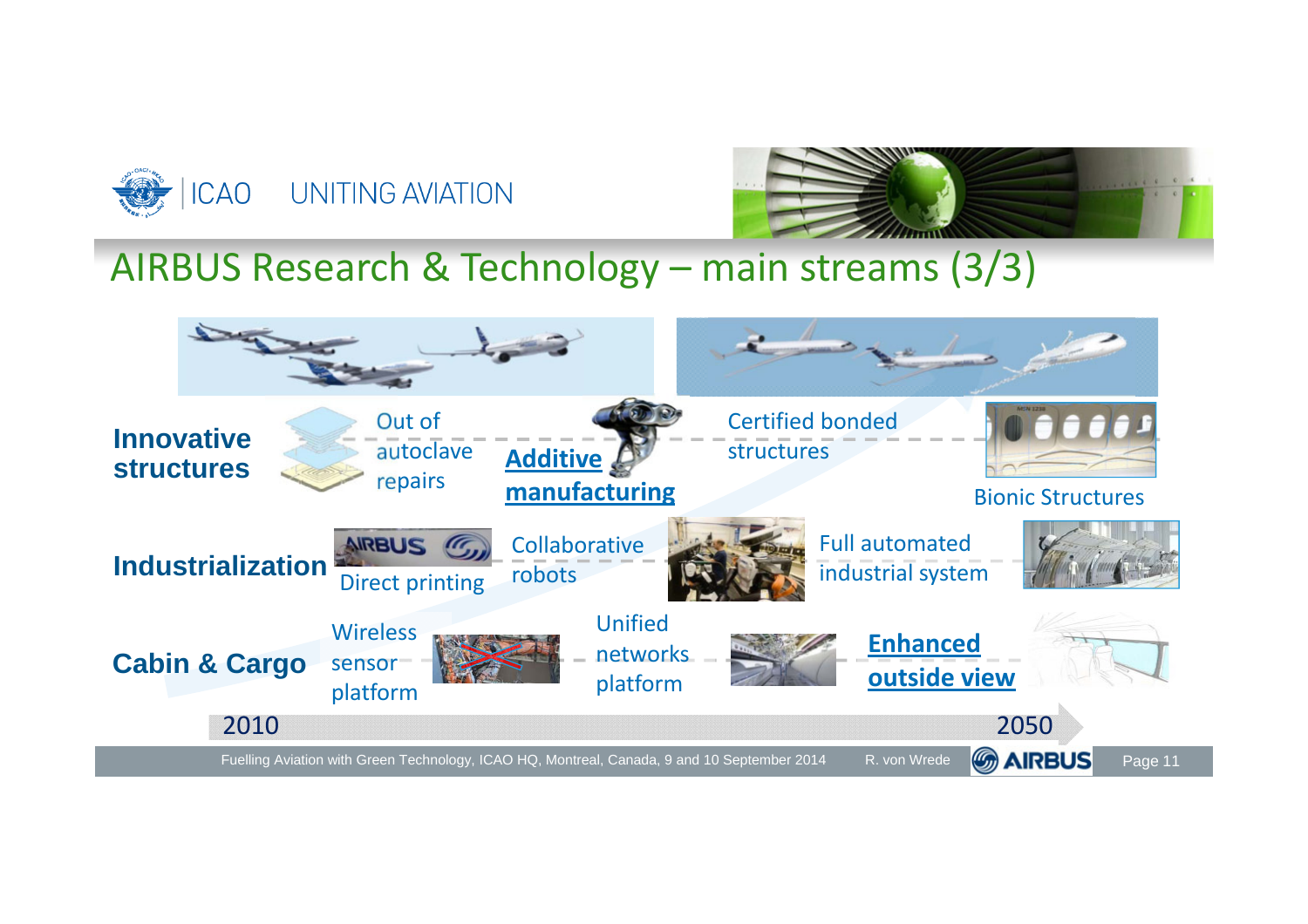# AIRBUS Research & Technology – main streams (3/3)

**Innovative structures**
- Out of autoclave repairs
- **Additive manufacturing**
- Certified bonded structures
- Bionic Structures

**Industrialization**
- Direct printing
- Collaborative robots
- Full automated industrial system

**Cabin & Cargo**
- Wireless sensor platform
- Unified networks platform
- **Enhanced outside view**

2010 → 2050

Fuelling Aviation with Green Technology, ICAO HQ, Montreal, Canada, 9 and 10 September 2014 — R. von Wrede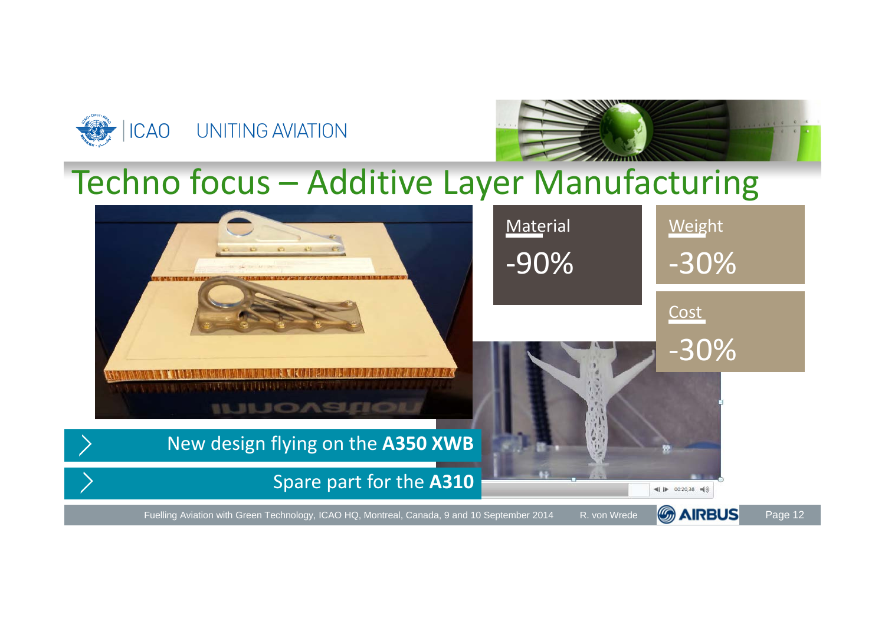# Techno focus – Additive Layer Manufacturing

**Material**

-90%

**Weight**

-30%

**Cost**

-30%

- New design flying on the **A350 XWB**
- Spare part for the **A310**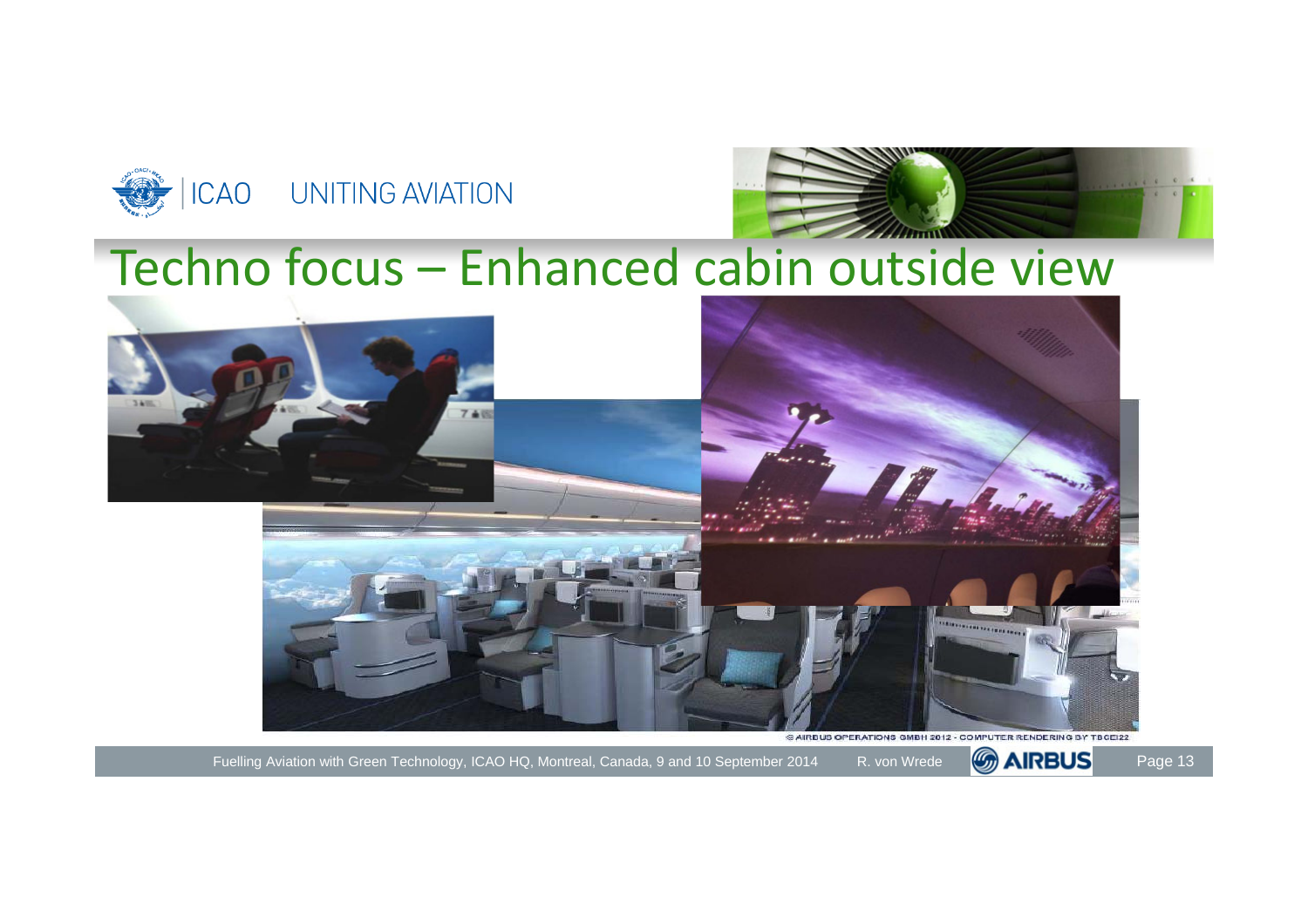# Techno focus – Enhanced cabin outside view

© AIRBUS OPERATIONS GMBH 2012 - COMPUTER RENDERING BY TBCE22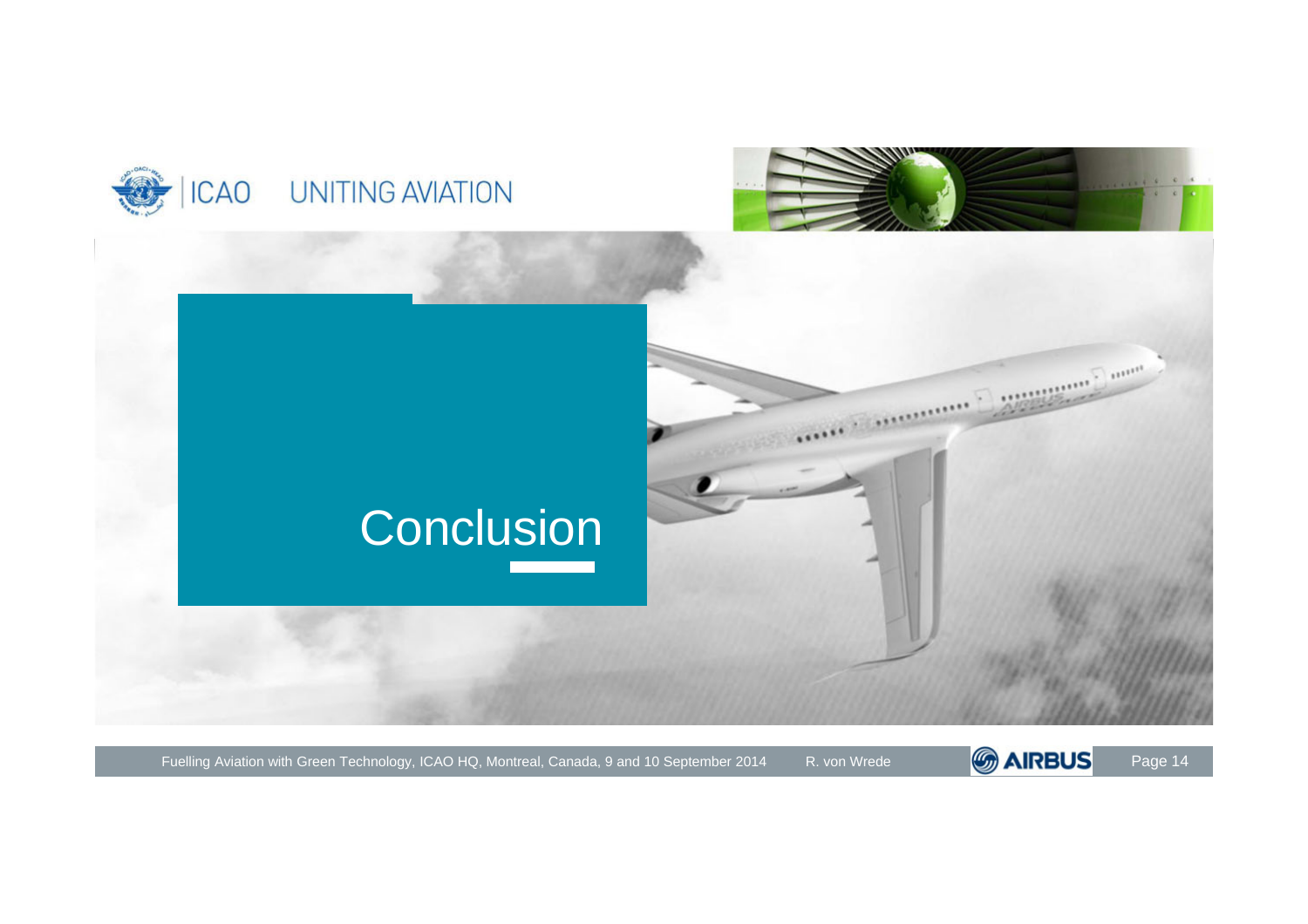# Conclusion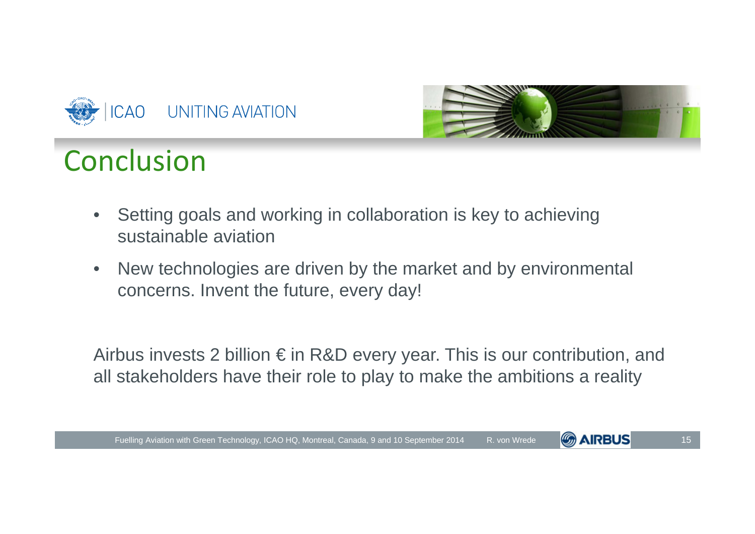# Conclusion

- Setting goals and working in collaboration is key to achieving sustainable aviation
- New technologies are driven by the market and by environmental concerns. Invent the future, every day!

Airbus invests 2 billion € in R&D every year. This is our contribution, and all stakeholders have their role to play to make the ambitions a reality